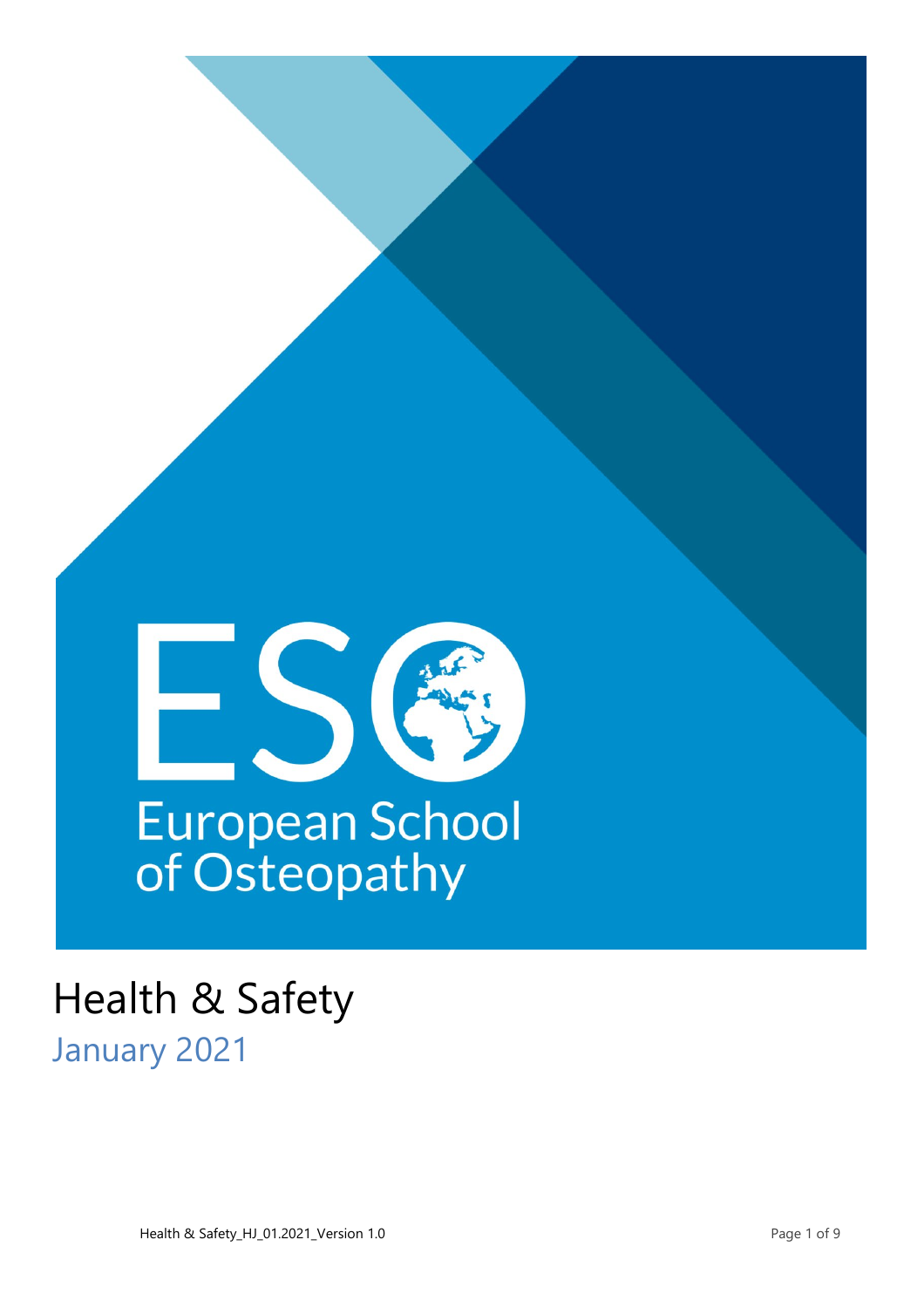ESO

European School of Osteopathy

# Health & Safety

## January 2021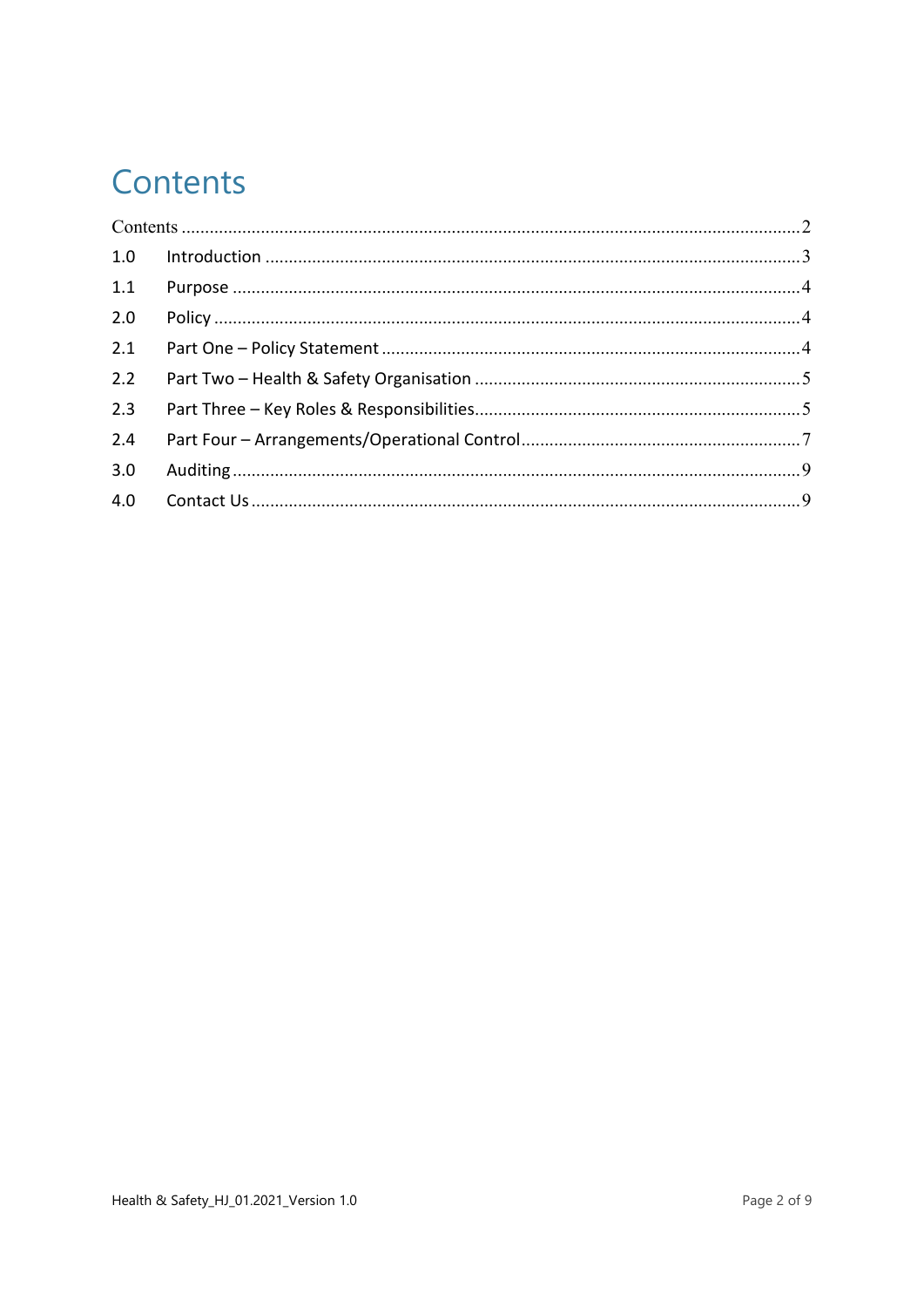# Contents

Contents ........................................................................................................................2

1.0 Introduction ..................................................................................................................3

1.1 Purpose ........................................................................................................................4

2.0 Policy ............................................................................................................................4

2.1 Part One – Policy Statement ........................................................................................4

2.2 Part Two – Health & Safety Organisation ...................................................................5

2.3 Part Three – Key Roles & Responsibilities...................................................................5

2.4 Part Four – Arrangements/Operational Control ..........................................................7

3.0 Auditing ........................................................................................................................9

4.0 Contact Us ....................................................................................................................9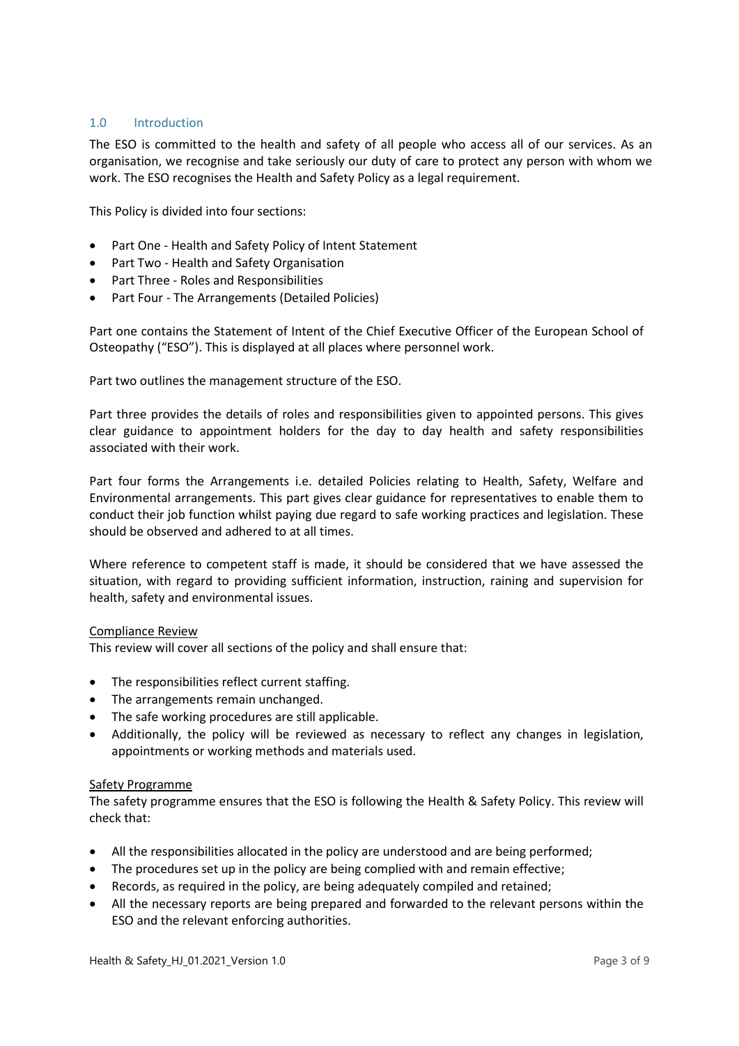## 1.0 Introduction

The ESO is committed to the health and safety of all people who access all of our services. As an organisation, we recognise and take seriously our duty of care to protect any person with whom we work. The ESO recognises the Health and Safety Policy as a legal requirement.

This Policy is divided into four sections:

- Part One - Health and Safety Policy of Intent Statement
- Part Two - Health and Safety Organisation
- Part Three - Roles and Responsibilities
- Part Four - The Arrangements (Detailed Policies)

Part one contains the Statement of Intent of the Chief Executive Officer of the European School of Osteopathy ("ESO"). This is displayed at all places where personnel work.

Part two outlines the management structure of the ESO.

Part three provides the details of roles and responsibilities given to appointed persons. This gives clear guidance to appointment holders for the day to day health and safety responsibilities associated with their work.

Part four forms the Arrangements i.e. detailed Policies relating to Health, Safety, Welfare and Environmental arrangements. This part gives clear guidance for representatives to enable them to conduct their job function whilst paying due regard to safe working practices and legislation. These should be observed and adhered to at all times.

Where reference to competent staff is made, it should be considered that we have assessed the situation, with regard to providing sufficient information, instruction, raining and supervision for health, safety and environmental issues.

<u>Compliance Review</u>
This review will cover all sections of the policy and shall ensure that:

- The responsibilities reflect current staffing.
- The arrangements remain unchanged.
- The safe working procedures are still applicable.
- Additionally, the policy will be reviewed as necessary to reflect any changes in legislation, appointments or working methods and materials used.

<u>Safety Programme</u>
The safety programme ensures that the ESO is following the Health & Safety Policy. This review will check that:

- All the responsibilities allocated in the policy are understood and are being performed;
- The procedures set up in the policy are being complied with and remain effective;
- Records, as required in the policy, are being adequately compiled and retained;
- All the necessary reports are being prepared and forwarded to the relevant persons within the ESO and the relevant enforcing authorities.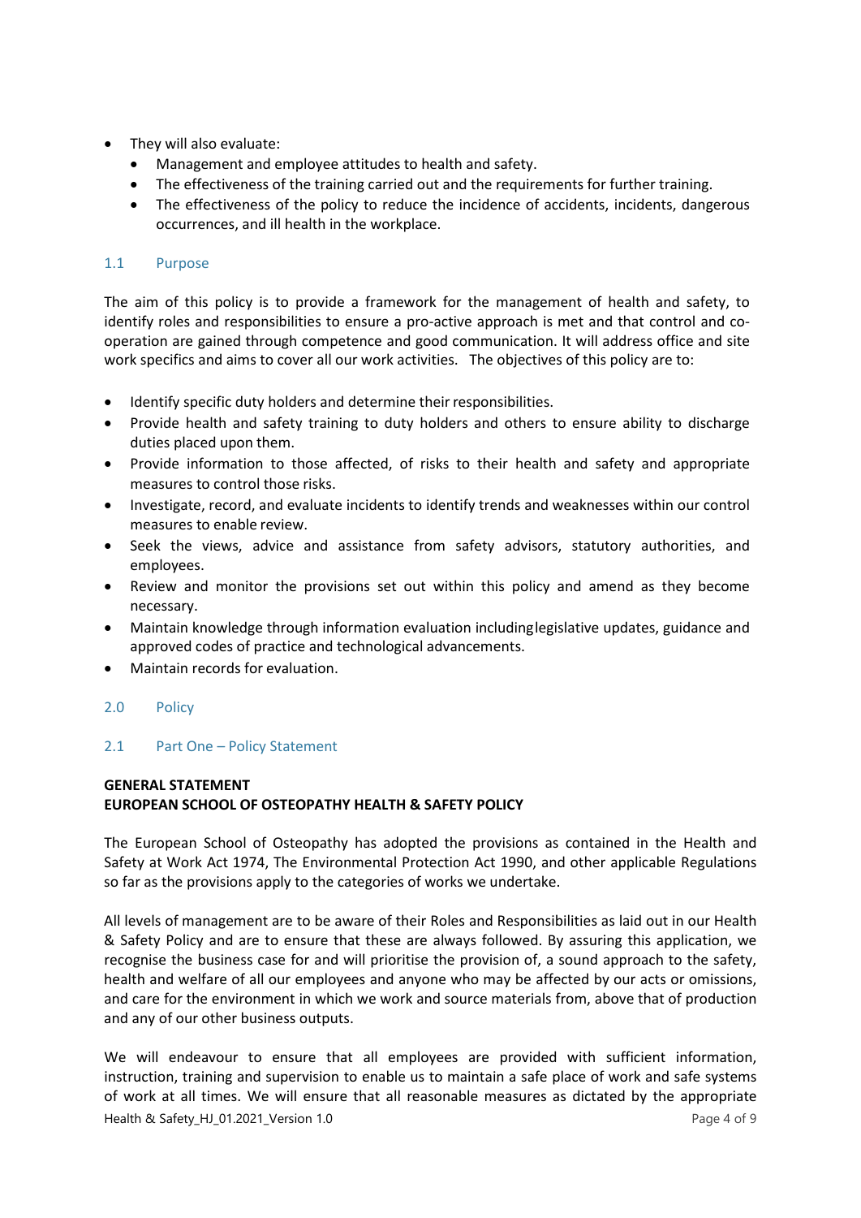- They will also evaluate:
  - Management and employee attitudes to health and safety.
  - The effectiveness of the training carried out and the requirements for further training.
  - The effectiveness of the policy to reduce the incidence of accidents, incidents, dangerous occurrences, and ill health in the workplace.

## 1.1 Purpose

The aim of this policy is to provide a framework for the management of health and safety, to identify roles and responsibilities to ensure a pro-active approach is met and that control and co-operation are gained through competence and good communication. It will address office and site work specifics and aims to cover all our work activities. The objectives of this policy are to:

- Identify specific duty holders and determine their responsibilities.
- Provide health and safety training to duty holders and others to ensure ability to discharge duties placed upon them.
- Provide information to those affected, of risks to their health and safety and appropriate measures to control those risks.
- Investigate, record, and evaluate incidents to identify trends and weaknesses within our control measures to enable review.
- Seek the views, advice and assistance from safety advisors, statutory authorities, and employees.
- Review and monitor the provisions set out within this policy and amend as they become necessary.
- Maintain knowledge through information evaluation including legislative updates, guidance and approved codes of practice and technological advancements.
- Maintain records for evaluation.

# 2.0 Policy

## 2.1 Part One – Policy Statement

**GENERAL STATEMENT**
**EUROPEAN SCHOOL OF OSTEOPATHY HEALTH & SAFETY POLICY**

The European School of Osteopathy has adopted the provisions as contained in the Health and Safety at Work Act 1974, The Environmental Protection Act 1990, and other applicable Regulations so far as the provisions apply to the categories of works we undertake.

All levels of management are to be aware of their Roles and Responsibilities as laid out in our Health & Safety Policy and are to ensure that these are always followed. By assuring this application, we recognise the business case for and will prioritise the provision of, a sound approach to the safety, health and welfare of all our employees and anyone who may be affected by our acts or omissions, and care for the environment in which we work and source materials from, above that of production and any of our other business outputs.

We will endeavour to ensure that all employees are provided with sufficient information, instruction, training and supervision to enable us to maintain a safe place of work and safe systems of work at all times. We will ensure that all reasonable measures as dictated by the appropriate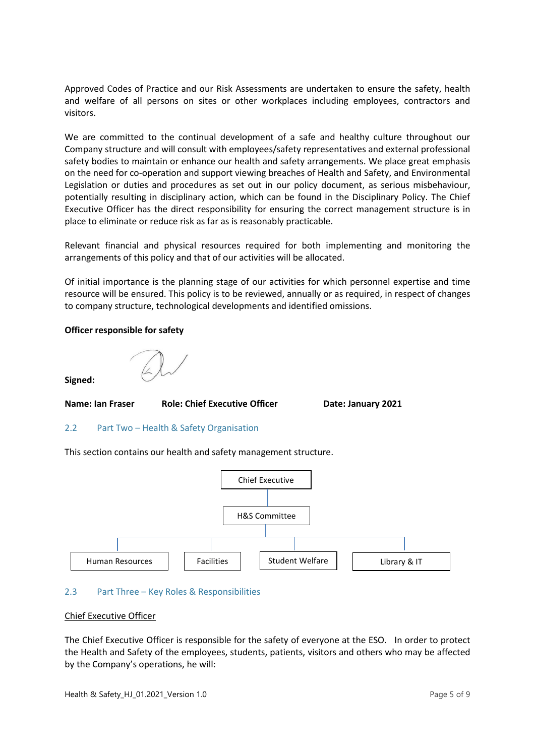Approved Codes of Practice and our Risk Assessments are undertaken to ensure the safety, health and welfare of all persons on sites or other workplaces including employees, contractors and visitors.

We are committed to the continual development of a safe and healthy culture throughout our Company structure and will consult with employees/safety representatives and external professional safety bodies to maintain or enhance our health and safety arrangements. We place great emphasis on the need for co-operation and support viewing breaches of Health and Safety, and Environmental Legislation or duties and procedures as set out in our policy document, as serious misbehaviour, potentially resulting in disciplinary action, which can be found in the Disciplinary Policy. The Chief Executive Officer has the direct responsibility for ensuring the correct management structure is in place to eliminate or reduce risk as far as is reasonably practicable.

Relevant financial and physical resources required for both implementing and monitoring the arrangements of this policy and that of our activities will be allocated.

Of initial importance is the planning stage of our activities for which personnel expertise and time resource will be ensured. This policy is to be reviewed, annually or as required, in respect of changes to company structure, technological developments and identified omissions.

**Officer responsible for safety**

**Signed:**

**Name: Ian Fraser** **Role: Chief Executive Officer** **Date: January 2021**

## 2.2 Part Two – Health & Safety Organisation

This section contains our health and safety management structure.

- Chief Executive
  - H&S Committee
    - Human Resources
    - Facilities
    - Student Welfare
    - Library & IT

## 2.3 Part Three – Key Roles & Responsibilities

<u>Chief Executive Officer</u>

The Chief Executive Officer is responsible for the safety of everyone at the ESO. In order to protect the Health and Safety of the employees, students, patients, visitors and others who may be affected by the Company's operations, he will: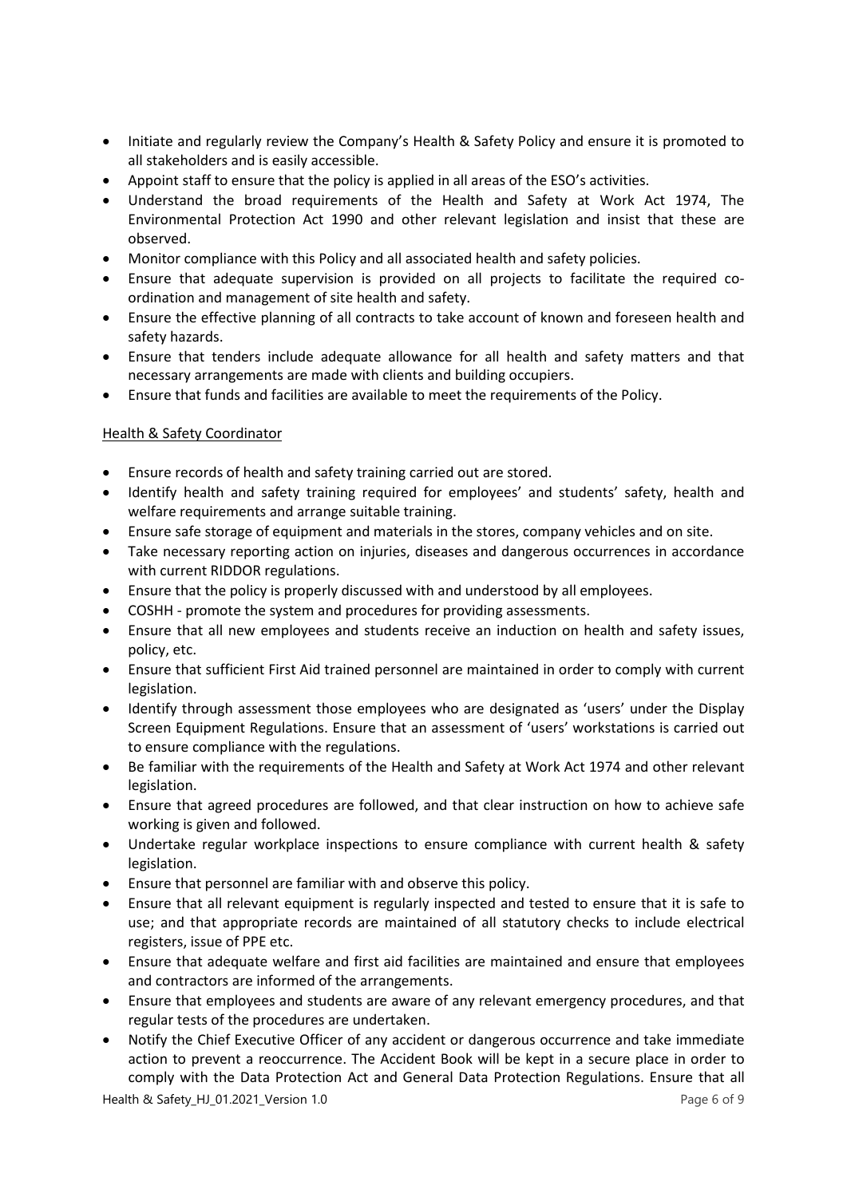- Initiate and regularly review the Company's Health & Safety Policy and ensure it is promoted to all stakeholders and is easily accessible.
- Appoint staff to ensure that the policy is applied in all areas of the ESO's activities.
- Understand the broad requirements of the Health and Safety at Work Act 1974, The Environmental Protection Act 1990 and other relevant legislation and insist that these are observed.
- Monitor compliance with this Policy and all associated health and safety policies.
- Ensure that adequate supervision is provided on all projects to facilitate the required co-ordination and management of site health and safety.
- Ensure the effective planning of all contracts to take account of known and foreseen health and safety hazards.
- Ensure that tenders include adequate allowance for all health and safety matters and that necessary arrangements are made with clients and building occupiers.
- Ensure that funds and facilities are available to meet the requirements of the Policy.

Health & Safety Coordinator

- Ensure records of health and safety training carried out are stored.
- Identify health and safety training required for employees' and students' safety, health and welfare requirements and arrange suitable training.
- Ensure safe storage of equipment and materials in the stores, company vehicles and on site.
- Take necessary reporting action on injuries, diseases and dangerous occurrences in accordance with current RIDDOR regulations.
- Ensure that the policy is properly discussed with and understood by all employees.
- COSHH - promote the system and procedures for providing assessments.
- Ensure that all new employees and students receive an induction on health and safety issues, policy, etc.
- Ensure that sufficient First Aid trained personnel are maintained in order to comply with current legislation.
- Identify through assessment those employees who are designated as 'users' under the Display Screen Equipment Regulations. Ensure that an assessment of 'users' workstations is carried out to ensure compliance with the regulations.
- Be familiar with the requirements of the Health and Safety at Work Act 1974 and other relevant legislation.
- Ensure that agreed procedures are followed, and that clear instruction on how to achieve safe working is given and followed.
- Undertake regular workplace inspections to ensure compliance with current health & safety legislation.
- Ensure that personnel are familiar with and observe this policy.
- Ensure that all relevant equipment is regularly inspected and tested to ensure that it is safe to use; and that appropriate records are maintained of all statutory checks to include electrical registers, issue of PPE etc.
- Ensure that adequate welfare and first aid facilities are maintained and ensure that employees and contractors are informed of the arrangements.
- Ensure that employees and students are aware of any relevant emergency procedures, and that regular tests of the procedures are undertaken.
- Notify the Chief Executive Officer of any accident or dangerous occurrence and take immediate action to prevent a reoccurrence. The Accident Book will be kept in a secure place in order to comply with the Data Protection Act and General Data Protection Regulations. Ensure that all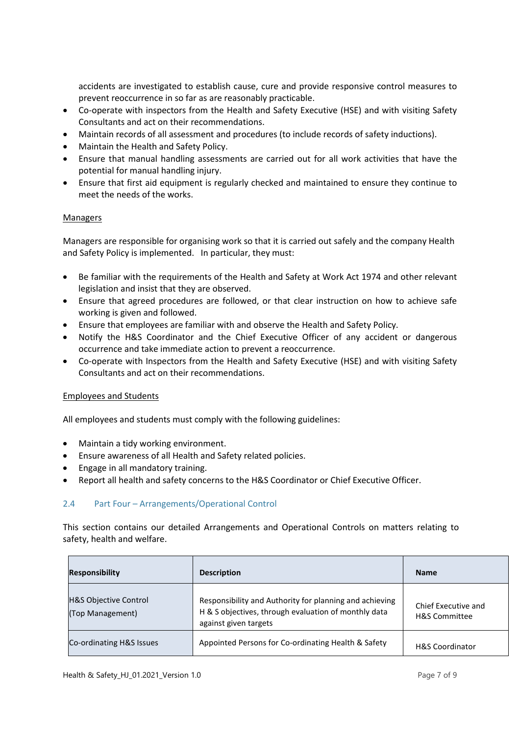accidents are investigated to establish cause, cure and provide responsive control measures to prevent reoccurrence in so far as are reasonably practicable.

- Co-operate with inspectors from the Health and Safety Executive (HSE) and with visiting Safety Consultants and act on their recommendations.
- Maintain records of all assessment and procedures (to include records of safety inductions).
- Maintain the Health and Safety Policy.
- Ensure that manual handling assessments are carried out for all work activities that have the potential for manual handling injury.
- Ensure that first aid equipment is regularly checked and maintained to ensure they continue to meet the needs of the works.

<u>Managers</u>

Managers are responsible for organising work so that it is carried out safely and the company Health and Safety Policy is implemented. In particular, they must:

- Be familiar with the requirements of the Health and Safety at Work Act 1974 and other relevant legislation and insist that they are observed.
- Ensure that agreed procedures are followed, or that clear instruction on how to achieve safe working is given and followed.
- Ensure that employees are familiar with and observe the Health and Safety Policy.
- Notify the H&S Coordinator and the Chief Executive Officer of any accident or dangerous occurrence and take immediate action to prevent a reoccurrence.
- Co-operate with Inspectors from the Health and Safety Executive (HSE) and with visiting Safety Consultants and act on their recommendations.

<u>Employees and Students</u>

All employees and students must comply with the following guidelines:

- Maintain a tidy working environment.
- Ensure awareness of all Health and Safety related policies.
- Engage in all mandatory training.
- Report all health and safety concerns to the H&S Coordinator or Chief Executive Officer.

## 2.4 Part Four – Arrangements/Operational Control

This section contains our detailed Arrangements and Operational Controls on matters relating to safety, health and welfare.

| Responsibility | Description | Name |
|---|---|---|
| H&S Objective Control (Top Management) | Responsibility and Authority for planning and achieving H & S objectives, through evaluation of monthly data against given targets | Chief Executive and H&S Committee |
| Co-ordinating H&S Issues | Appointed Persons for Co-ordinating Health & Safety | H&S Coordinator |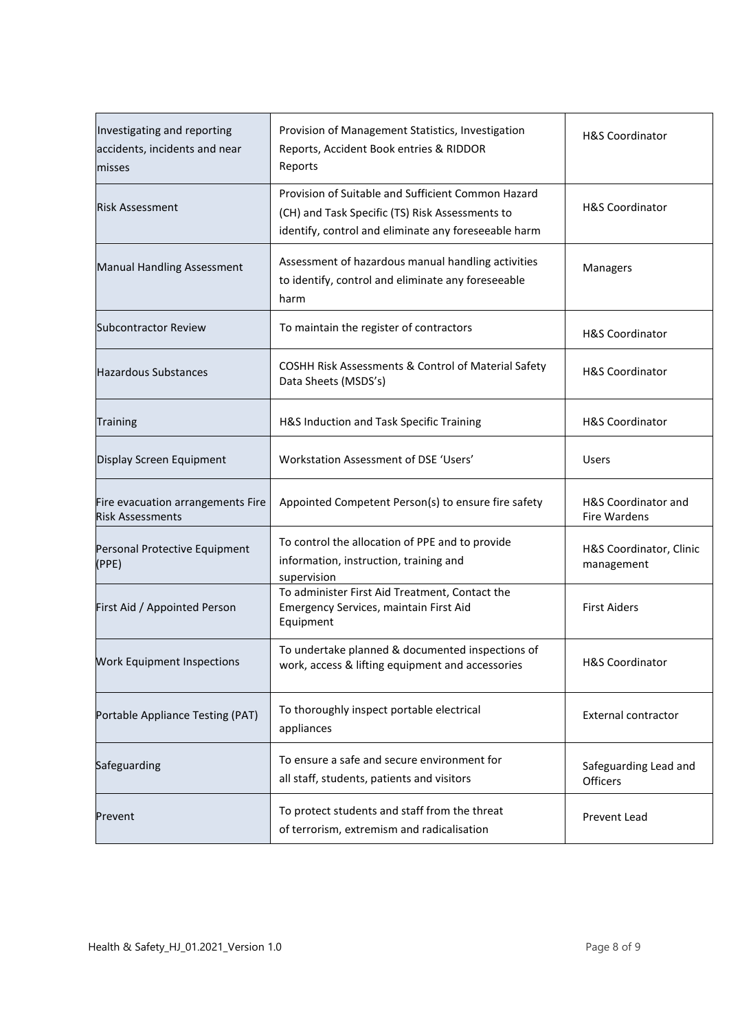| Investigating and reporting accidents, incidents and near misses | Provision of Management Statistics, Investigation Reports, Accident Book entries & RIDDOR Reports | H&S Coordinator |
|---|---|---|
| Risk Assessment | Provision of Suitable and Sufficient Common Hazard (CH) and Task Specific (TS) Risk Assessments to identify, control and eliminate any foreseeable harm | H&S Coordinator |
| Manual Handling Assessment | Assessment of hazardous manual handling activities to identify, control and eliminate any foreseeable harm | Managers |
| Subcontractor Review | To maintain the register of contractors | H&S Coordinator |
| Hazardous Substances | COSHH Risk Assessments & Control of Material Safety Data Sheets (MSDS's) | H&S Coordinator |
| Training | H&S Induction and Task Specific Training | H&S Coordinator |
| Display Screen Equipment | Workstation Assessment of DSE 'Users' | Users |
| Fire evacuation arrangements Fire Risk Assessments | Appointed Competent Person(s) to ensure fire safety | H&S Coordinator and Fire Wardens |
| Personal Protective Equipment (PPE) | To control the allocation of PPE and to provide information, instruction, training and supervision | H&S Coordinator, Clinic management |
| First Aid / Appointed Person | To administer First Aid Treatment, Contact the Emergency Services, maintain First Aid Equipment | First Aiders |
| Work Equipment Inspections | To undertake planned & documented inspections of work, access & lifting equipment and accessories | H&S Coordinator |
| Portable Appliance Testing (PAT) | To thoroughly inspect portable electrical appliances | External contractor |
| Safeguarding | To ensure a safe and secure environment for all staff, students, patients and visitors | Safeguarding Lead and Officers |
| Prevent | To protect students and staff from the threat of terrorism, extremism and radicalisation | Prevent Lead |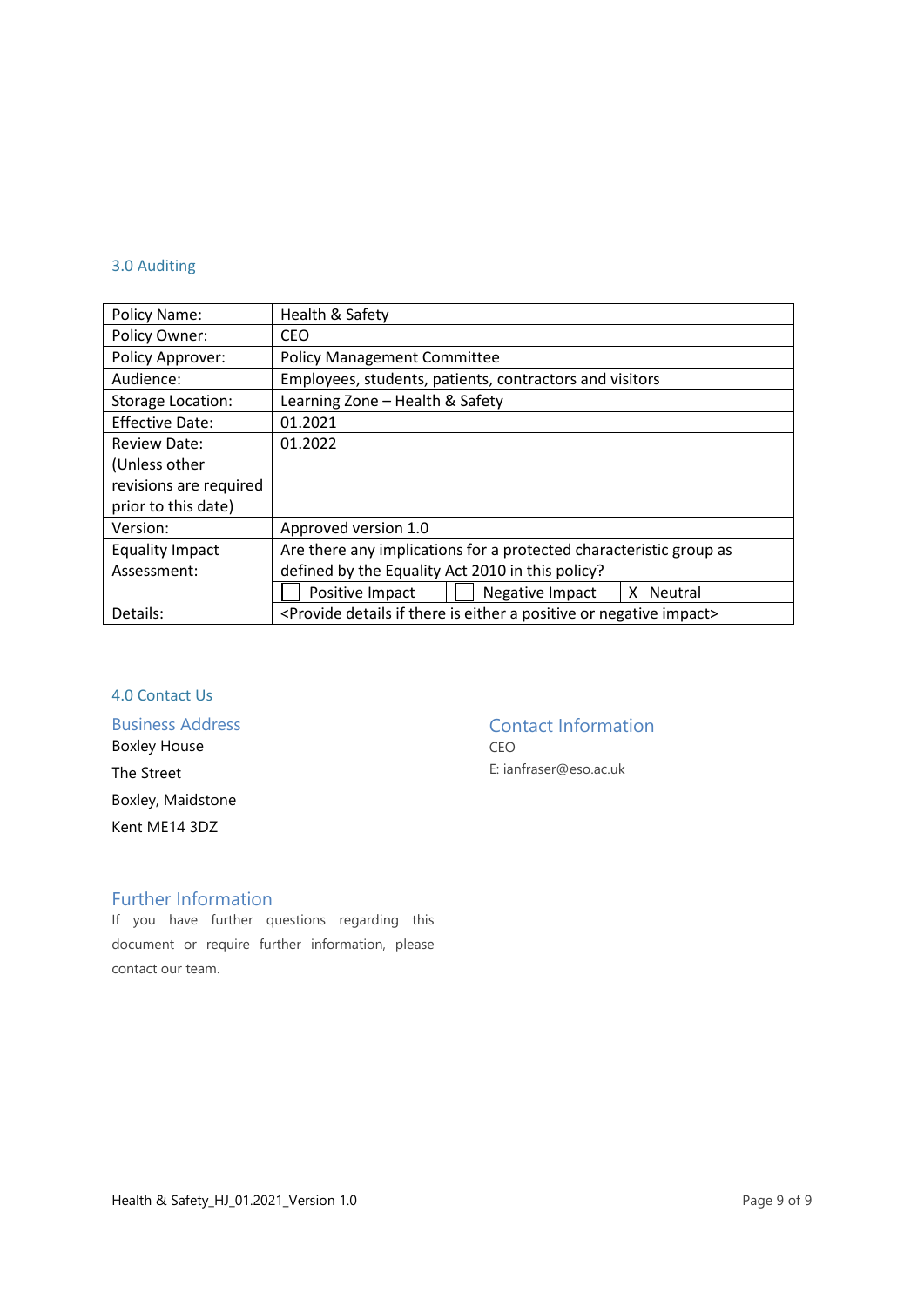## 3.0 Auditing

| | |
|---|---|
| Policy Name: | Health & Safety |
| Policy Owner: | CEO |
| Policy Approver: | Policy Management Committee |
| Audience: | Employees, students, patients, contractors and visitors |
| Storage Location: | Learning Zone – Health & Safety |
| Effective Date: | 01.2021 |
| Review Date: (Unless other revisions are required prior to this date) | 01.2022 |
| Version: | Approved version 1.0 |
| Equality Impact Assessment: | Are there any implications for a protected characteristic group as defined by the Equality Act 2010 in this policy? |
| | ☐ Positive Impact ☐ Negative Impact X Neutral |
| Details: | <Provide details if there is either a positive or negative impact> |

## 4.0 Contact Us

### Business Address

Boxley House

The Street

Boxley, Maidstone

Kent ME14 3DZ

### Contact Information

CEO

E: ianfraser@eso.ac.uk

### Further Information

If you have further questions regarding this document or require further information, please contact our team.